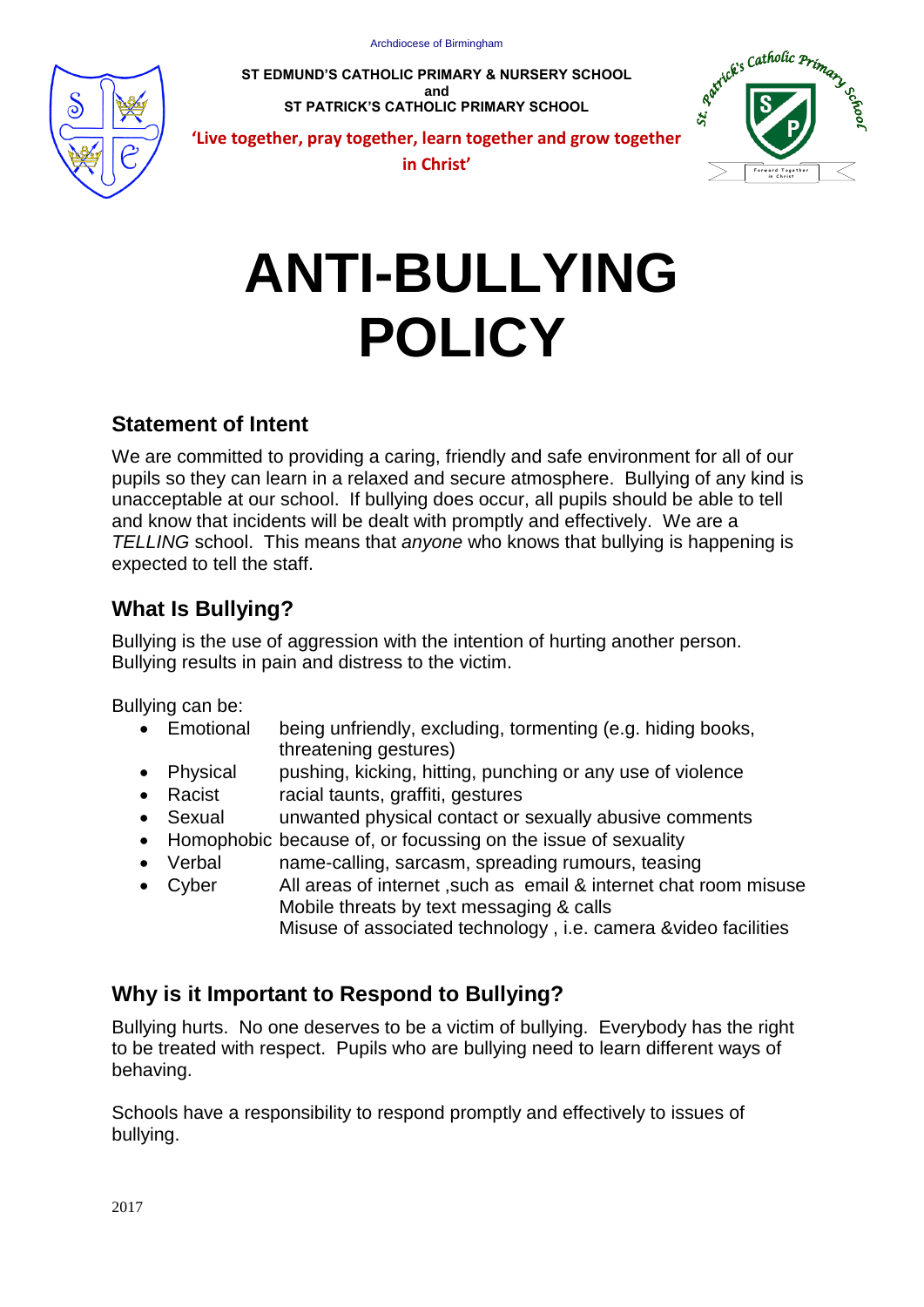Archdiocese of Birmingham

**ST EDMUND'S CATHOLIC PRIMARY & NURSERY SCHOOL**
**and**
**ST PATRICK'S CATHOLIC PRIMARY SCHOOL**

**'Live together, pray together, learn together and grow together in Christ'**

# ANTI-BULLYING POLICY

## Statement of Intent

We are committed to providing a caring, friendly and safe environment for all of our pupils so they can learn in a relaxed and secure atmosphere. Bullying of any kind is unacceptable at our school. If bullying does occur, all pupils should be able to tell and know that incidents will be dealt with promptly and effectively. We are a *TELLING* school. This means that *anyone* who knows that bullying is happening is expected to tell the staff.

## What Is Bullying?

Bullying is the use of aggression with the intention of hurting another person. Bullying results in pain and distress to the victim.

Bullying can be:

- Emotional — being unfriendly, excluding, tormenting (e.g. hiding books, threatening gestures)
- Physical — pushing, kicking, hitting, punching or any use of violence
- Racist — racial taunts, graffiti, gestures
- Sexual — unwanted physical contact or sexually abusive comments
- Homophobic — because of, or focussing on the issue of sexuality
- Verbal — name-calling, sarcasm, spreading rumours, teasing
- Cyber — All areas of internet ,such as email & internet chat room misuse
  Mobile threats by text messaging & calls
  Misuse of associated technology , i.e. camera &video facilities

## Why is it Important to Respond to Bullying?

Bullying hurts. No one deserves to be a victim of bullying. Everybody has the right to be treated with respect. Pupils who are bullying need to learn different ways of behaving.

Schools have a responsibility to respond promptly and effectively to issues of bullying.

2017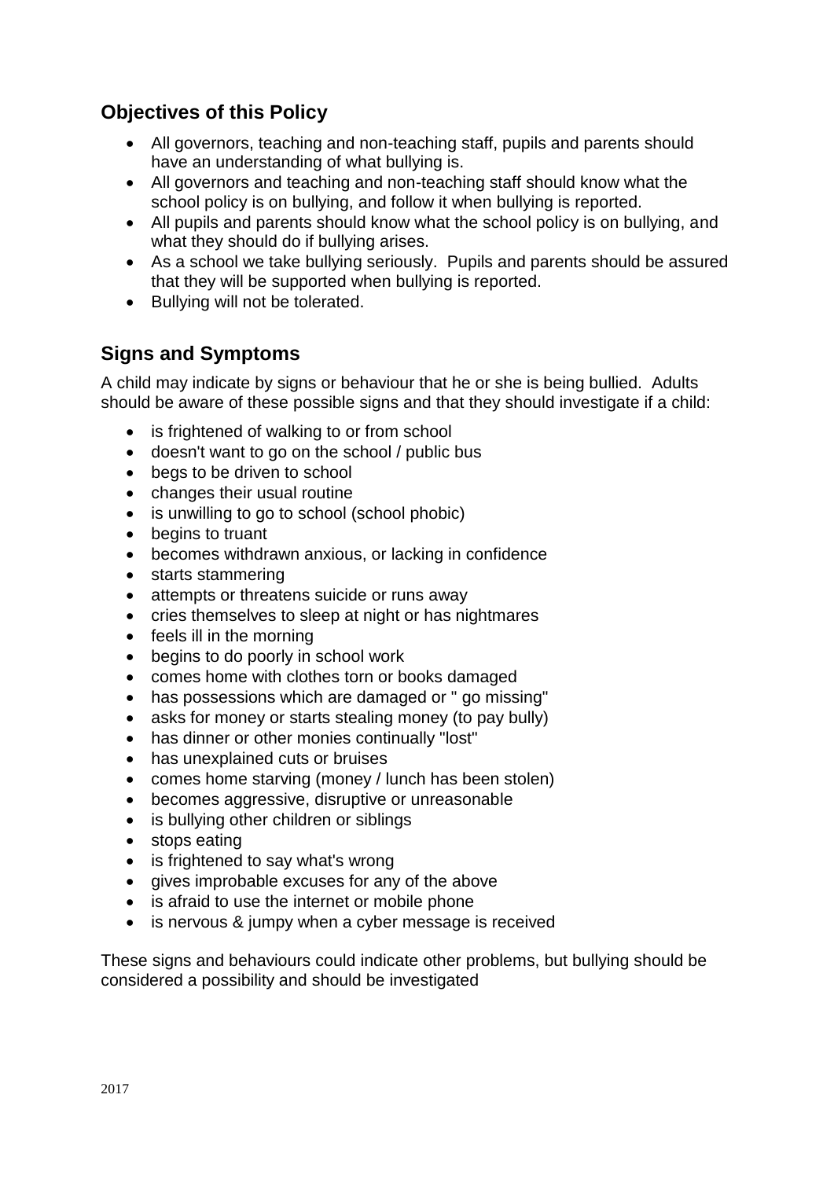## Objectives of this Policy

- All governors, teaching and non-teaching staff, pupils and parents should have an understanding of what bullying is.
- All governors and teaching and non-teaching staff should know what the school policy is on bullying, and follow it when bullying is reported.
- All pupils and parents should know what the school policy is on bullying, and what they should do if bullying arises.
- As a school we take bullying seriously. Pupils and parents should be assured that they will be supported when bullying is reported.
- Bullying will not be tolerated.

## Signs and Symptoms

A child may indicate by signs or behaviour that he or she is being bullied. Adults should be aware of these possible signs and that they should investigate if a child:

- is frightened of walking to or from school
- doesn't want to go on the school / public bus
- begs to be driven to school
- changes their usual routine
- is unwilling to go to school (school phobic)
- begins to truant
- becomes withdrawn anxious, or lacking in confidence
- starts stammering
- attempts or threatens suicide or runs away
- cries themselves to sleep at night or has nightmares
- feels ill in the morning
- begins to do poorly in school work
- comes home with clothes torn or books damaged
- has possessions which are damaged or " go missing"
- asks for money or starts stealing money (to pay bully)
- has dinner or other monies continually "lost"
- has unexplained cuts or bruises
- comes home starving (money / lunch has been stolen)
- becomes aggressive, disruptive or unreasonable
- is bullying other children or siblings
- stops eating
- is frightened to say what's wrong
- gives improbable excuses for any of the above
- is afraid to use the internet or mobile phone
- is nervous & jumpy when a cyber message is received

These signs and behaviours could indicate other problems, but bullying should be considered a possibility and should be investigated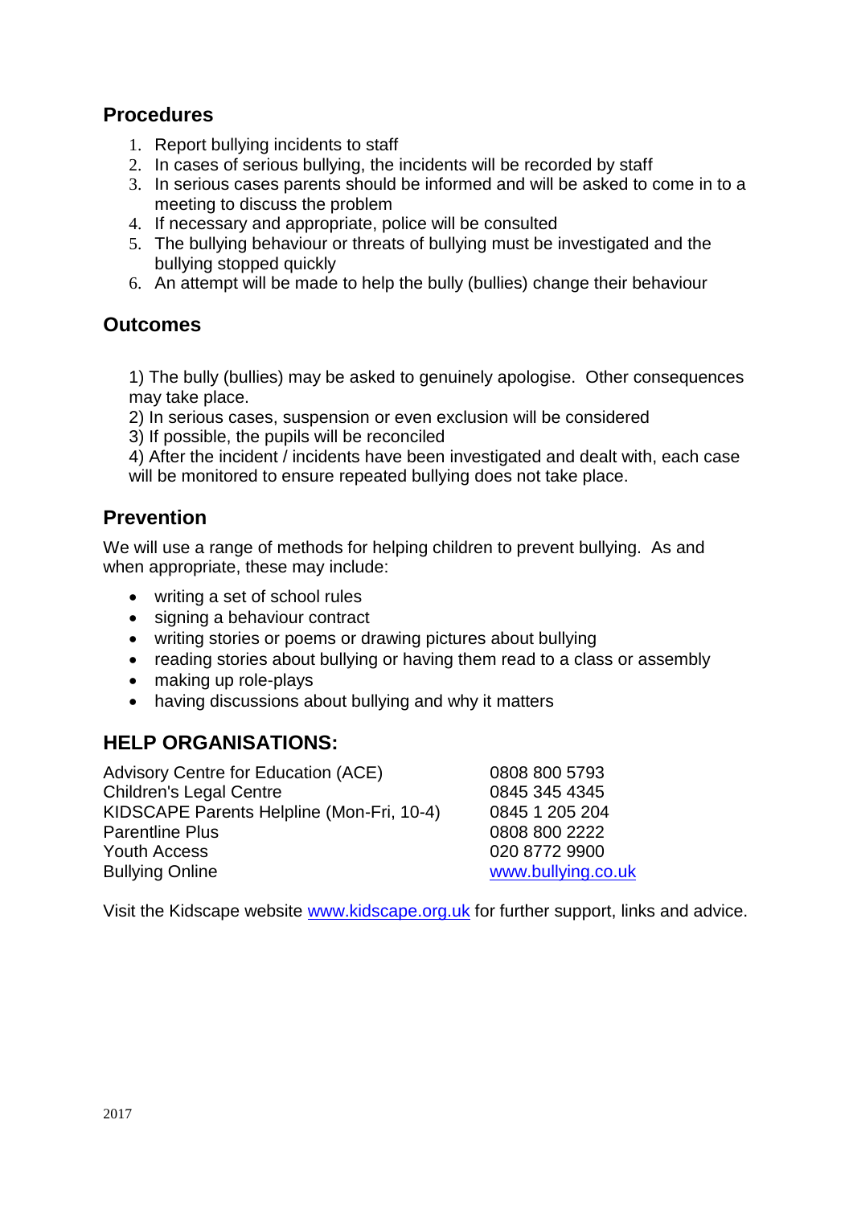## Procedures

1. Report bullying incidents to staff
2. In cases of serious bullying, the incidents will be recorded by staff
3. In serious cases parents should be informed and will be asked to come in to a meeting to discuss the problem
4. If necessary and appropriate, police will be consulted
5. The bullying behaviour or threats of bullying must be investigated and the bullying stopped quickly
6. An attempt will be made to help the bully (bullies) change their behaviour

## Outcomes

1) The bully (bullies) may be asked to genuinely apologise. Other consequences may take place.
2) In serious cases, suspension or even exclusion will be considered
3) If possible, the pupils will be reconciled
4) After the incident / incidents have been investigated and dealt with, each case will be monitored to ensure repeated bullying does not take place.

## Prevention

We will use a range of methods for helping children to prevent bullying. As and when appropriate, these may include:

- writing a set of school rules
- signing a behaviour contract
- writing stories or poems or drawing pictures about bullying
- reading stories about bullying or having them read to a class or assembly
- making up role-plays
- having discussions about bullying and why it matters

## HELP ORGANISATIONS:

| | |
|---|---|
| Advisory Centre for Education (ACE) | 0808 800 5793 |
| Children's Legal Centre | 0845 345 4345 |
| KIDSCAPE Parents Helpline (Mon-Fri, 10-4) | 0845 1 205 204 |
| Parentline Plus | 0808 800 2222 |
| Youth Access | 020 8772 9900 |
| Bullying Online | www.bullying.co.uk |

Visit the Kidscape website www.kidscape.org.uk for further support, links and advice.

2017